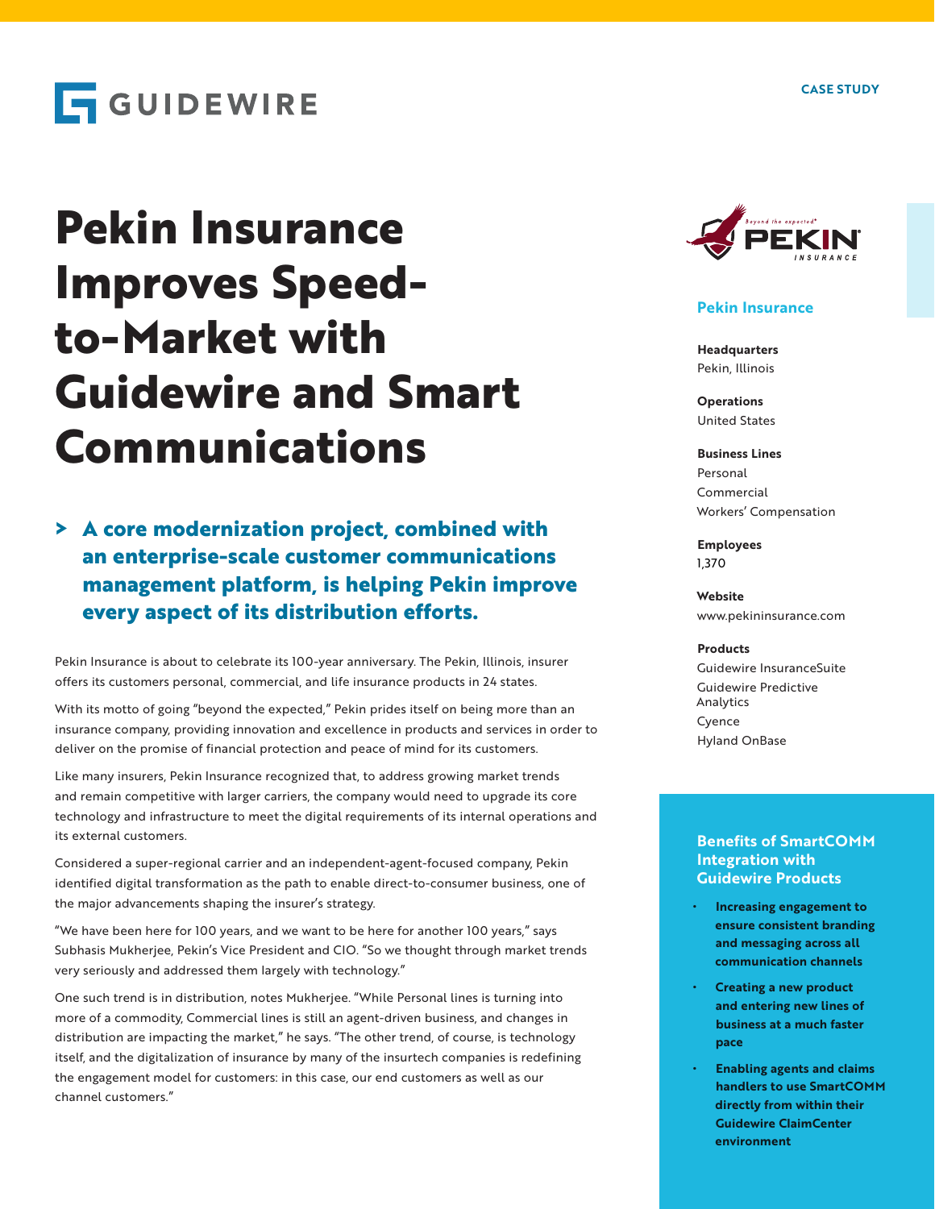GUIDEWIRE

CASE STUDY

# Pekin Insurance Improves Speed-to-Market with Guidewire and Smart Communications

> **A core modernization project, combined with an enterprise-scale customer communications management platform, is helping Pekin improve every aspect of its distribution efforts.**

Pekin Insurance is about to celebrate its 100-year anniversary. The Pekin, Illinois, insurer offers its customers personal, commercial, and life insurance products in 24 states.

With its motto of going "beyond the expected," Pekin prides itself on being more than an insurance company, providing innovation and excellence in products and services in order to deliver on the promise of financial protection and peace of mind for its customers.

Like many insurers, Pekin Insurance recognized that, to address growing market trends and remain competitive with larger carriers, the company would need to upgrade its core technology and infrastructure to meet the digital requirements of its internal operations and its external customers.

Considered a super-regional carrier and an independent-agent-focused company, Pekin identified digital transformation as the path to enable direct-to-consumer business, one of the major advancements shaping the insurer's strategy.

"We have been here for 100 years, and we want to be here for another 100 years," says Subhasis Mukherjee, Pekin's Vice President and CIO. "So we thought through market trends very seriously and addressed them largely with technology."

One such trend is in distribution, notes Mukherjee. "While Personal lines is turning into more of a commodity, Commercial lines is still an agent-driven business, and changes in distribution are impacting the market," he says. "The other trend, of course, is technology itself, and the digitalization of insurance by many of the insurtech companies is redefining the engagement model for customers: in this case, our end customers as well as our channel customers."

## Pekin Insurance

**Headquarters**
Pekin, Illinois

**Operations**
United States

**Business Lines**
Personal
Commercial
Workers' Compensation

**Employees**
1,370

**Website**
www.pekininsurance.com

**Products**
Guidewire InsuranceSuite
Guidewire Predictive Analytics
Cyence
Hyland OnBase

## Benefits of SmartCOMM Integration with Guidewire Products

- **Increasing engagement to ensure consistent branding and messaging across all communication channels**
- **Creating a new product and entering new lines of business at a much faster pace**
- **Enabling agents and claims handlers to use SmartCOMM directly from within their Guidewire ClaimCenter environment**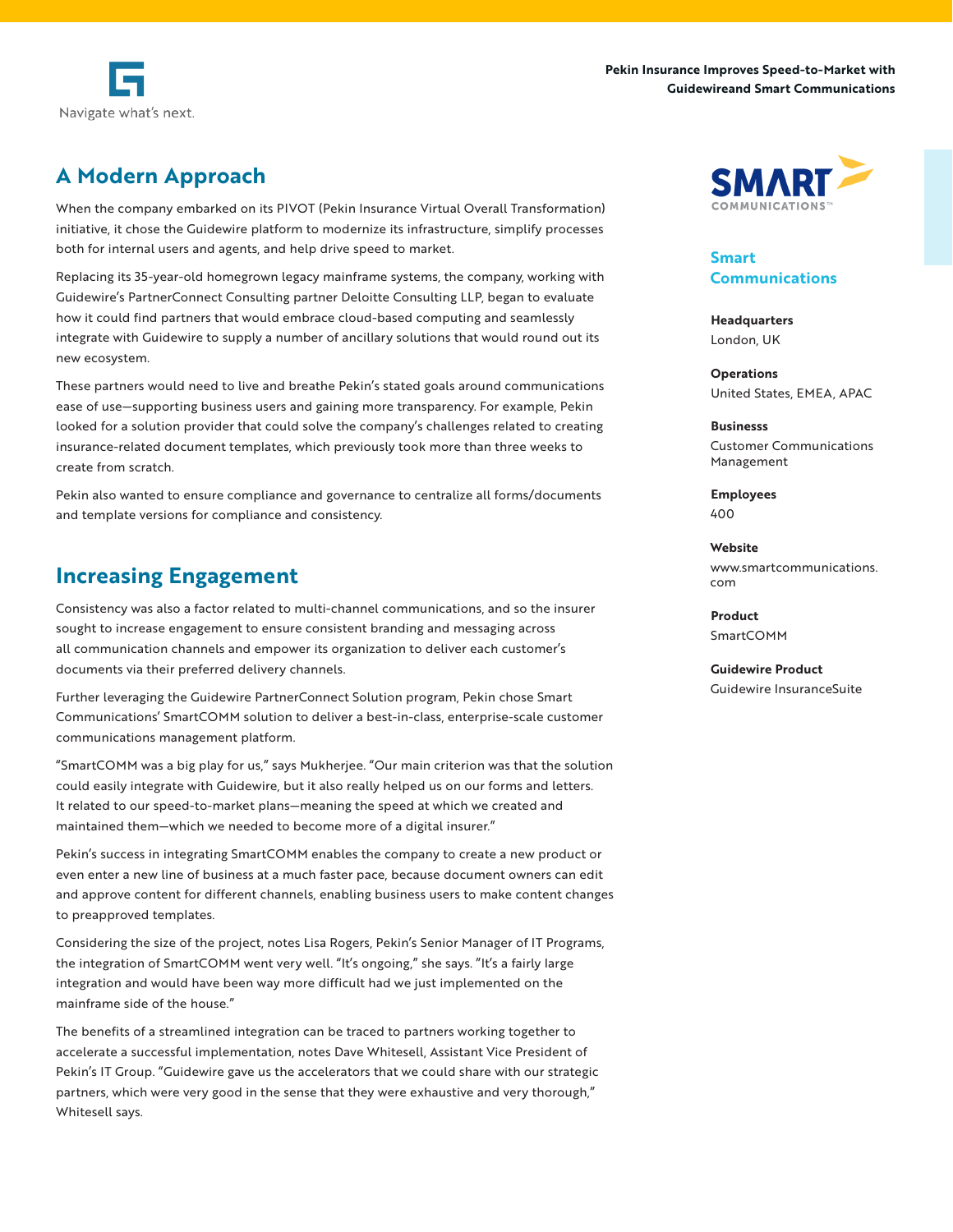## A Modern Approach

When the company embarked on its PIVOT (Pekin Insurance Virtual Overall Transformation) initiative, it chose the Guidewire platform to modernize its infrastructure, simplify processes both for internal users and agents, and help drive speed to market.

Replacing its 35-year-old homegrown legacy mainframe systems, the company, working with Guidewire's PartnerConnect Consulting partner Deloitte Consulting LLP, began to evaluate how it could find partners that would embrace cloud-based computing and seamlessly integrate with Guidewire to supply a number of ancillary solutions that would round out its new ecosystem.

These partners would need to live and breathe Pekin's stated goals around communications ease of use—supporting business users and gaining more transparency. For example, Pekin looked for a solution provider that could solve the company's challenges related to creating insurance-related document templates, which previously took more than three weeks to create from scratch.

Pekin also wanted to ensure compliance and governance to centralize all forms/documents and template versions for compliance and consistency.

## Increasing Engagement

Consistency was also a factor related to multi-channel communications, and so the insurer sought to increase engagement to ensure consistent branding and messaging across all communication channels and empower its organization to deliver each customer's documents via their preferred delivery channels.

Further leveraging the Guidewire PartnerConnect Solution program, Pekin chose Smart Communications' SmartCOMM solution to deliver a best-in-class, enterprise-scale customer communications management platform.

"SmartCOMM was a big play for us," says Mukherjee. "Our main criterion was that the solution could easily integrate with Guidewire, but it also really helped us on our forms and letters. It related to our speed-to-market plans—meaning the speed at which we created and maintained them—which we needed to become more of a digital insurer."

Pekin's success in integrating SmartCOMM enables the company to create a new product or even enter a new line of business at a much faster pace, because document owners can edit and approve content for different channels, enabling business users to make content changes to preapproved templates.

Considering the size of the project, notes Lisa Rogers, Pekin's Senior Manager of IT Programs, the integration of SmartCOMM went very well. "It's ongoing," she says. "It's a fairly large integration and would have been way more difficult had we just implemented on the mainframe side of the house."

The benefits of a streamlined integration can be traced to partners working together to accelerate a successful implementation, notes Dave Whitesell, Assistant Vice President of Pekin's IT Group. "Guidewire gave us the accelerators that we could share with our strategic partners, which were very good in the sense that they were exhaustive and very thorough," Whitesell says.

### Smart Communications

**Headquarters**
London, UK

**Operations**
United States, EMEA, APAC

**Businesss**
Customer Communications Management

**Employees**
400

**Website**
www.smartcommunications.com

**Product**
SmartCOMM

**Guidewire Product**
Guidewire InsuranceSuite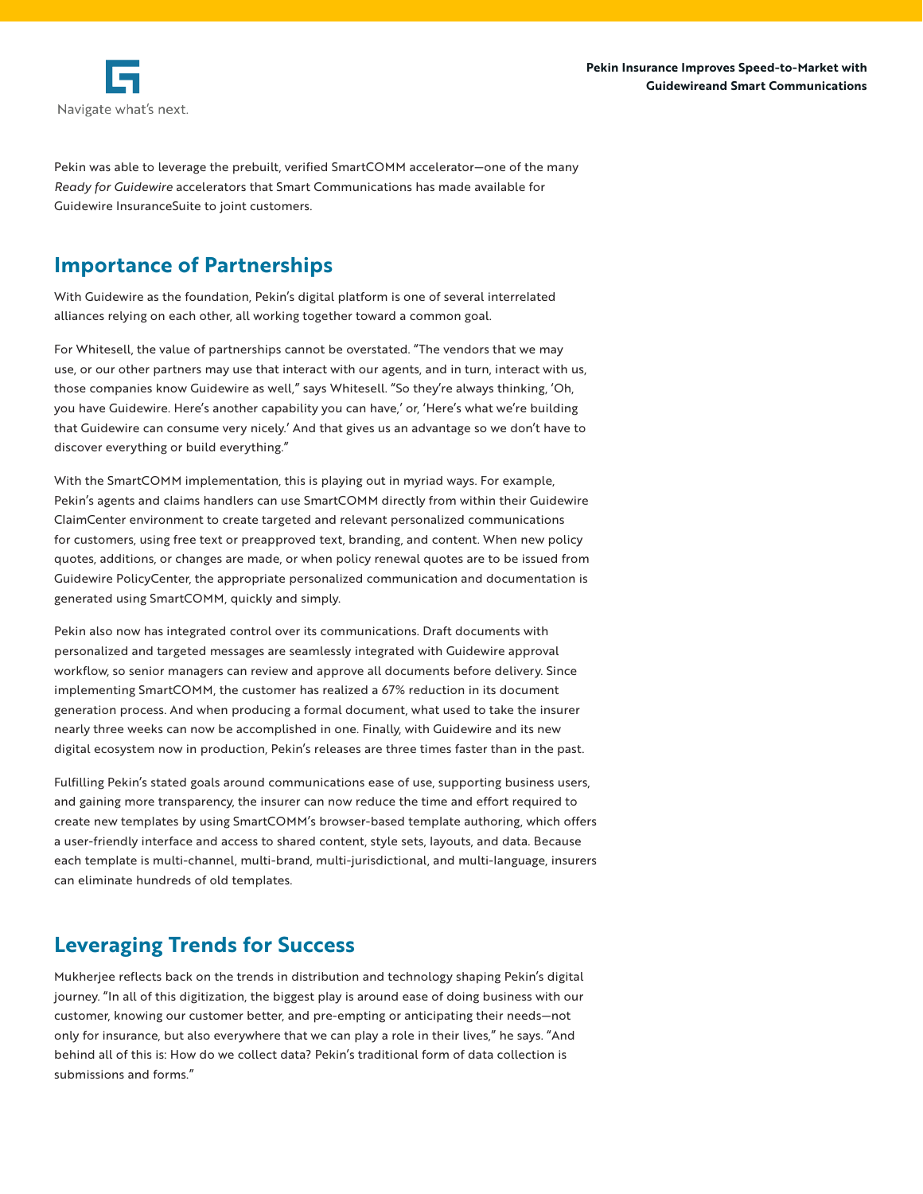Pekin was able to leverage the prebuilt, verified SmartCOMM accelerator—one of the many *Ready for Guidewire* accelerators that Smart Communications has made available for Guidewire InsuranceSuite to joint customers.

## Importance of Partnerships

With Guidewire as the foundation, Pekin's digital platform is one of several interrelated alliances relying on each other, all working together toward a common goal.

For Whitesell, the value of partnerships cannot be overstated. "The vendors that we may use, or our other partners may use that interact with our agents, and in turn, interact with us, those companies know Guidewire as well," says Whitesell. "So they're always thinking, 'Oh, you have Guidewire. Here's another capability you can have,' or, 'Here's what we're building that Guidewire can consume very nicely.' And that gives us an advantage so we don't have to discover everything or build everything."

With the SmartCOMM implementation, this is playing out in myriad ways. For example, Pekin's agents and claims handlers can use SmartCOMM directly from within their Guidewire ClaimCenter environment to create targeted and relevant personalized communications for customers, using free text or preapproved text, branding, and content. When new policy quotes, additions, or changes are made, or when policy renewal quotes are to be issued from Guidewire PolicyCenter, the appropriate personalized communication and documentation is generated using SmartCOMM, quickly and simply.

Pekin also now has integrated control over its communications. Draft documents with personalized and targeted messages are seamlessly integrated with Guidewire approval workflow, so senior managers can review and approve all documents before delivery. Since implementing SmartCOMM, the customer has realized a 67% reduction in its document generation process. And when producing a formal document, what used to take the insurer nearly three weeks can now be accomplished in one. Finally, with Guidewire and its new digital ecosystem now in production, Pekin's releases are three times faster than in the past.

Fulfilling Pekin's stated goals around communications ease of use, supporting business users, and gaining more transparency, the insurer can now reduce the time and effort required to create new templates by using SmartCOMM's browser-based template authoring, which offers a user-friendly interface and access to shared content, style sets, layouts, and data. Because each template is multi-channel, multi-brand, multi-jurisdictional, and multi-language, insurers can eliminate hundreds of old templates.

## Leveraging Trends for Success

Mukherjee reflects back on the trends in distribution and technology shaping Pekin's digital journey. "In all of this digitization, the biggest play is around ease of doing business with our customer, knowing our customer better, and pre-empting or anticipating their needs—not only for insurance, but also everywhere that we can play a role in their lives," he says. "And behind all of this is: How do we collect data? Pekin's traditional form of data collection is submissions and forms."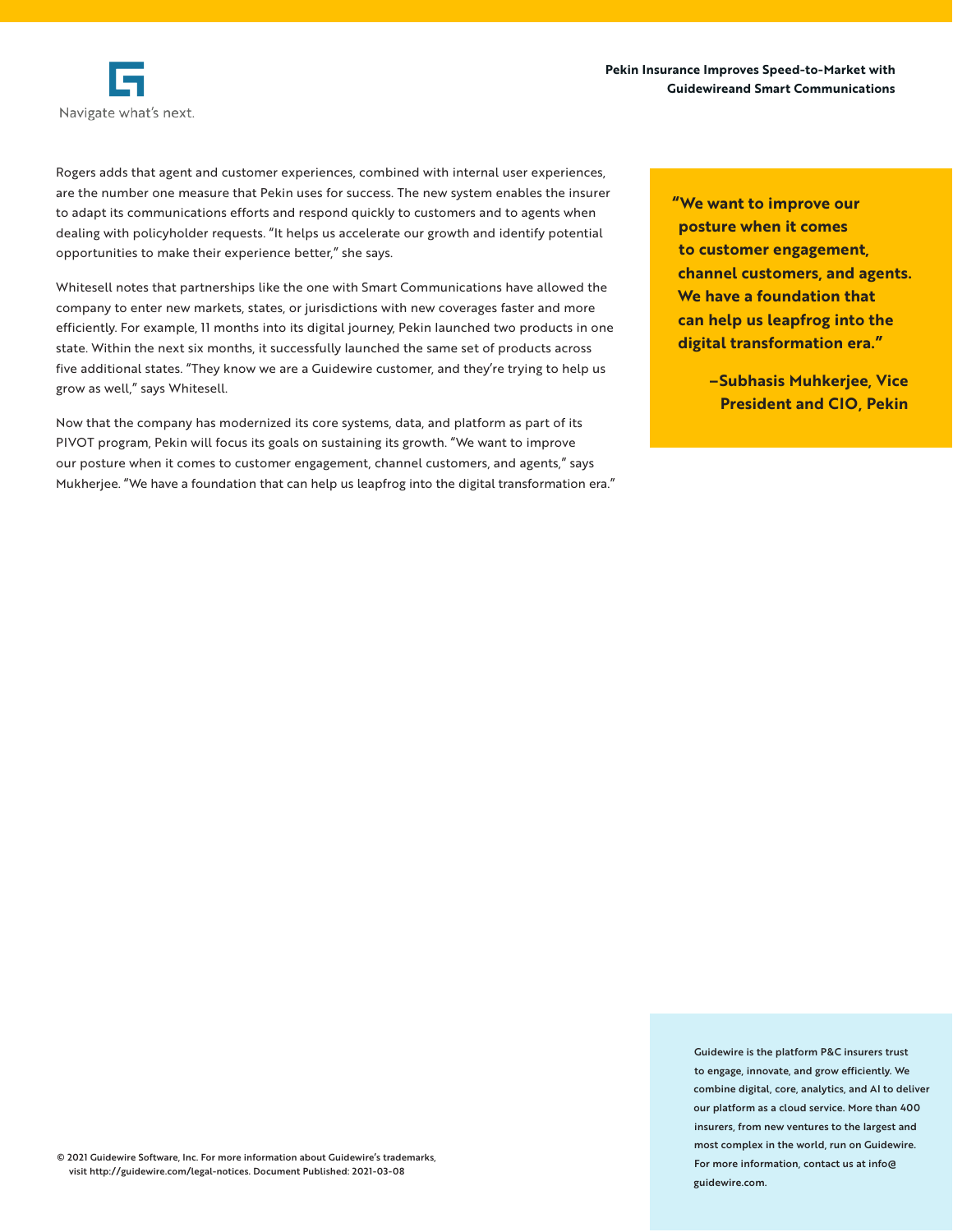Rogers adds that agent and customer experiences, combined with internal user experiences, are the number one measure that Pekin uses for success. The new system enables the insurer to adapt its communications efforts and respond quickly to customers and to agents when dealing with policyholder requests. "It helps us accelerate our growth and identify potential opportunities to make their experience better," she says.

Whitesell notes that partnerships like the one with Smart Communications have allowed the company to enter new markets, states, or jurisdictions with new coverages faster and more efficiently. For example, 11 months into its digital journey, Pekin launched two products in one state. Within the next six months, it successfully launched the same set of products across five additional states. "They know we are a Guidewire customer, and they're trying to help us grow as well," says Whitesell.

Now that the company has modernized its core systems, data, and platform as part of its PIVOT program, Pekin will focus its goals on sustaining its growth. "We want to improve our posture when it comes to customer engagement, channel customers, and agents," says Mukherjee. "We have a foundation that can help us leapfrog into the digital transformation era."

> **"We want to improve our posture when it comes to customer engagement, channel customers, and agents. We have a foundation that can help us leapfrog into the digital transformation era."**
>
> **–Subhasis Muhkerjee, Vice President and CIO, Pekin**

Guidewire is the platform P&C insurers trust to engage, innovate, and grow efficiently. We combine digital, core, analytics, and AI to deliver our platform as a cloud service. More than 400 insurers, from new ventures to the largest and most complex in the world, run on Guidewire. For more information, contact us at info@guidewire.com.

© 2021 Guidewire Software, Inc. For more information about Guidewire's trademarks, visit http://guidewire.com/legal-notices. Document Published: 2021-03-08